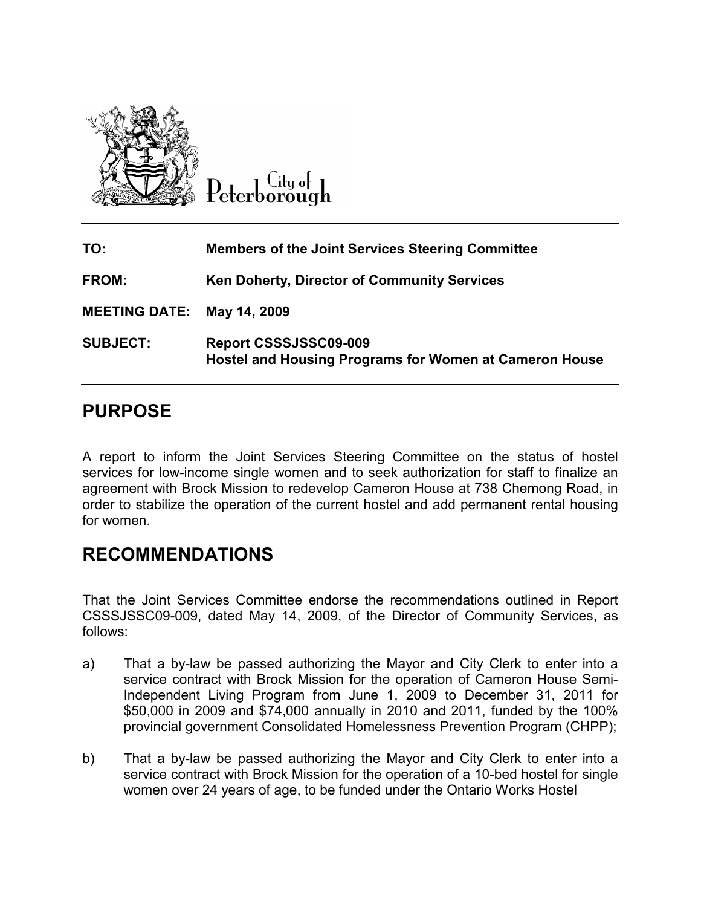City of Peterborough

| | |
|---|---|
| **TO:** | **Members of the Joint Services Steering Committee** |
| **FROM:** | **Ken Doherty, Director of Community Services** |
| **MEETING DATE:** | **May 14, 2009** |
| **SUBJECT:** | **Report CSSSJSSC09-009**<br>**Hostel and Housing Programs for Women at Cameron House** |

# PURPOSE

A report to inform the Joint Services Steering Committee on the status of hostel services for low-income single women and to seek authorization for staff to finalize an agreement with Brock Mission to redevelop Cameron House at 738 Chemong Road, in order to stabilize the operation of the current hostel and add permanent rental housing for women.

# RECOMMENDATIONS

That the Joint Services Committee endorse the recommendations outlined in Report CSSSJSSC09-009, dated May 14, 2009, of the Director of Community Services, as follows:

a) That a by-law be passed authorizing the Mayor and City Clerk to enter into a service contract with Brock Mission for the operation of Cameron House Semi-Independent Living Program from June 1, 2009 to December 31, 2011 for $50,000 in 2009 and $74,000 annually in 2010 and 2011, funded by the 100% provincial government Consolidated Homelessness Prevention Program (CHPP);

b) That a by-law be passed authorizing the Mayor and City Clerk to enter into a service contract with Brock Mission for the operation of a 10-bed hostel for single women over 24 years of age, to be funded under the Ontario Works Hostel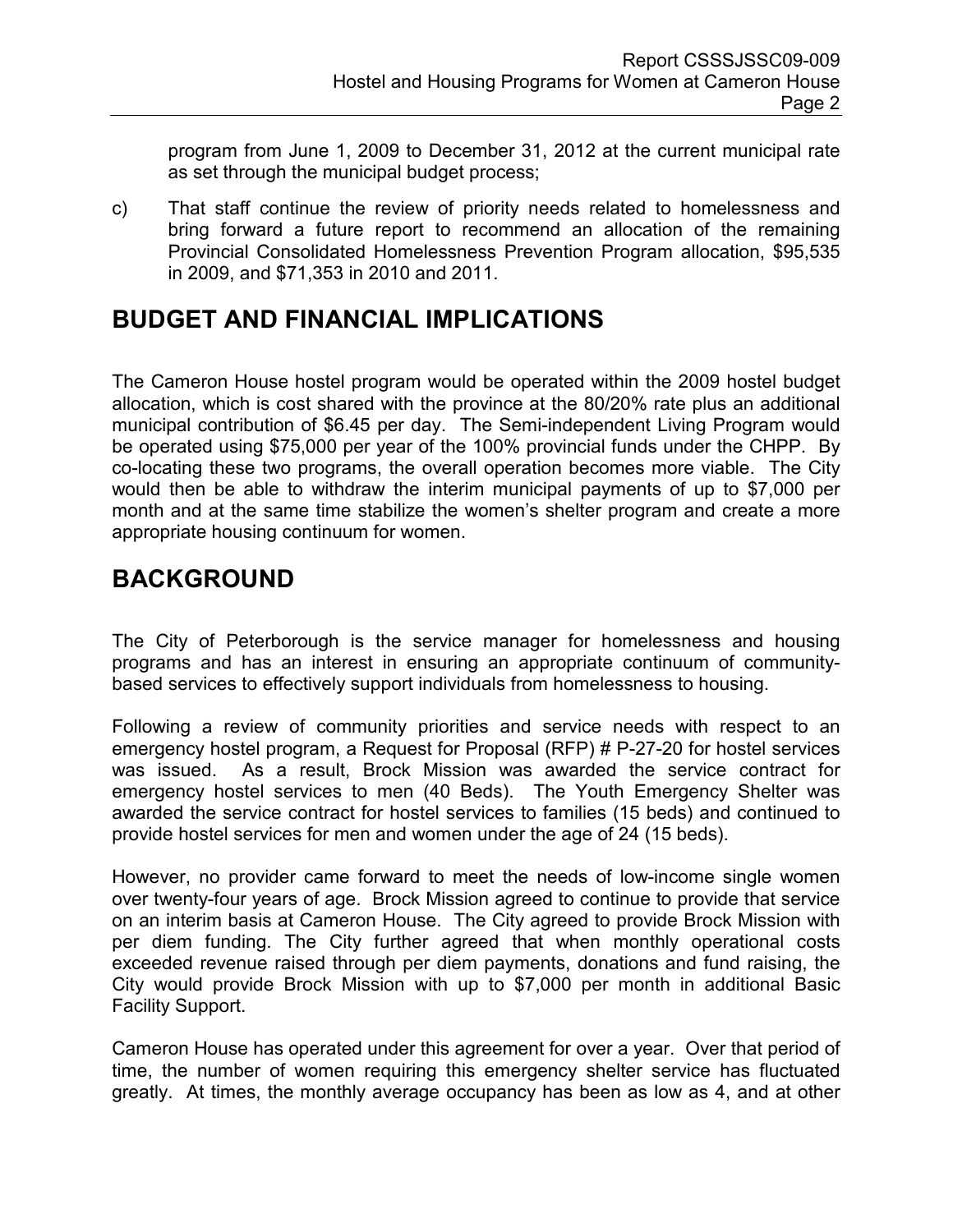program from June 1, 2009 to December 31, 2012 at the current municipal rate as set through the municipal budget process;

c) That staff continue the review of priority needs related to homelessness and bring forward a future report to recommend an allocation of the remaining Provincial Consolidated Homelessness Prevention Program allocation, $95,535 in 2009, and $71,353 in 2010 and 2011.

## BUDGET AND FINANCIAL IMPLICATIONS

The Cameron House hostel program would be operated within the 2009 hostel budget allocation, which is cost shared with the province at the 80/20% rate plus an additional municipal contribution of $6.45 per day. The Semi-independent Living Program would be operated using $75,000 per year of the 100% provincial funds under the CHPP. By co-locating these two programs, the overall operation becomes more viable. The City would then be able to withdraw the interim municipal payments of up to $7,000 per month and at the same time stabilize the women's shelter program and create a more appropriate housing continuum for women.

## BACKGROUND

The City of Peterborough is the service manager for homelessness and housing programs and has an interest in ensuring an appropriate continuum of community-based services to effectively support individuals from homelessness to housing.

Following a review of community priorities and service needs with respect to an emergency hostel program, a Request for Proposal (RFP) # P-27-20 for hostel services was issued. As a result, Brock Mission was awarded the service contract for emergency hostel services to men (40 Beds). The Youth Emergency Shelter was awarded the service contract for hostel services to families (15 beds) and continued to provide hostel services for men and women under the age of 24 (15 beds).

However, no provider came forward to meet the needs of low-income single women over twenty-four years of age. Brock Mission agreed to continue to provide that service on an interim basis at Cameron House. The City agreed to provide Brock Mission with per diem funding. The City further agreed that when monthly operational costs exceeded revenue raised through per diem payments, donations and fund raising, the City would provide Brock Mission with up to $7,000 per month in additional Basic Facility Support.

Cameron House has operated under this agreement for over a year. Over that period of time, the number of women requiring this emergency shelter service has fluctuated greatly. At times, the monthly average occupancy has been as low as 4, and at other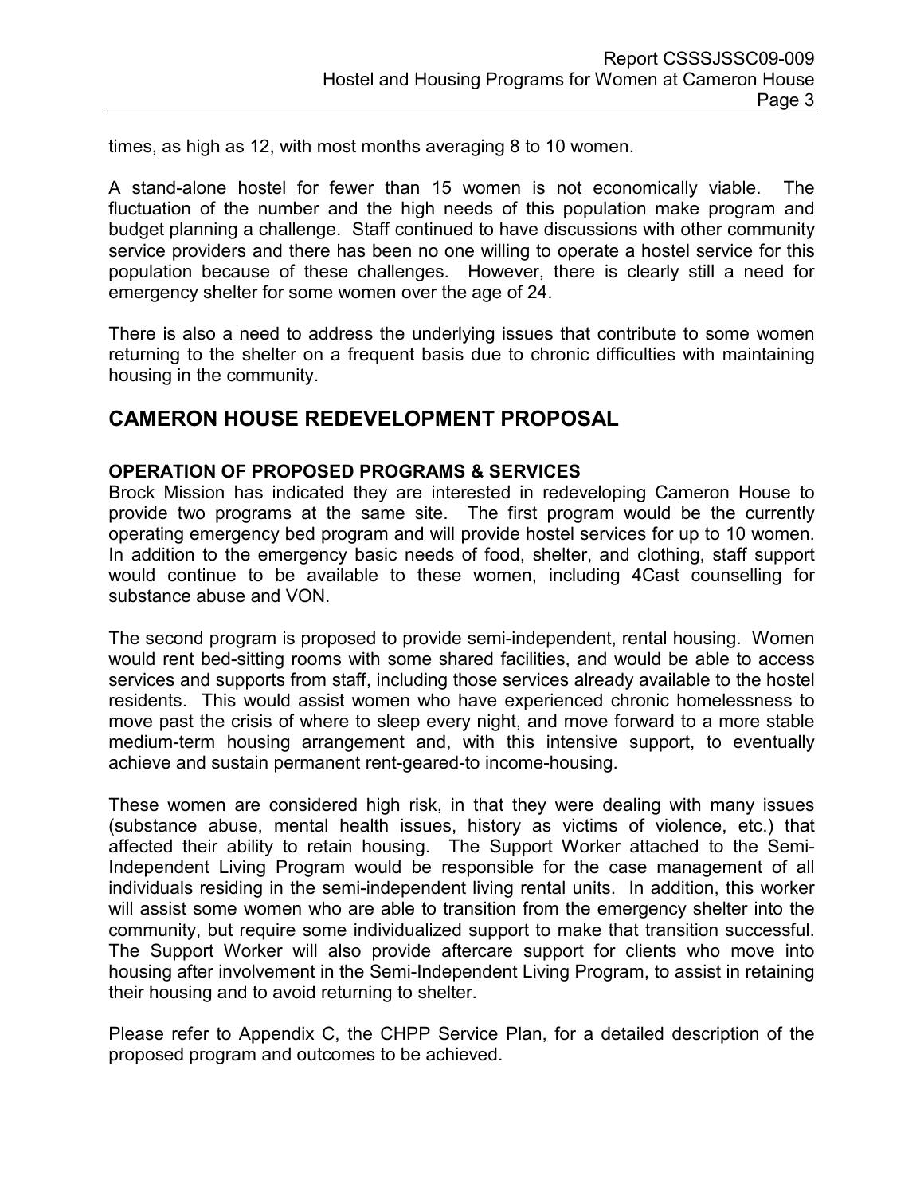times, as high as 12, with most months averaging 8 to 10 women.

A stand-alone hostel for fewer than 15 women is not economically viable. The fluctuation of the number and the high needs of this population make program and budget planning a challenge. Staff continued to have discussions with other community service providers and there has been no one willing to operate a hostel service for this population because of these challenges. However, there is clearly still a need for emergency shelter for some women over the age of 24.

There is also a need to address the underlying issues that contribute to some women returning to the shelter on a frequent basis due to chronic difficulties with maintaining housing in the community.

## CAMERON HOUSE REDEVELOPMENT PROPOSAL

### OPERATION OF PROPOSED PROGRAMS & SERVICES

Brock Mission has indicated they are interested in redeveloping Cameron House to provide two programs at the same site. The first program would be the currently operating emergency bed program and will provide hostel services for up to 10 women. In addition to the emergency basic needs of food, shelter, and clothing, staff support would continue to be available to these women, including 4Cast counselling for substance abuse and VON.

The second program is proposed to provide semi-independent, rental housing. Women would rent bed-sitting rooms with some shared facilities, and would be able to access services and supports from staff, including those services already available to the hostel residents. This would assist women who have experienced chronic homelessness to move past the crisis of where to sleep every night, and move forward to a more stable medium-term housing arrangement and, with this intensive support, to eventually achieve and sustain permanent rent-geared-to income-housing.

These women are considered high risk, in that they were dealing with many issues (substance abuse, mental health issues, history as victims of violence, etc.) that affected their ability to retain housing. The Support Worker attached to the Semi-Independent Living Program would be responsible for the case management of all individuals residing in the semi-independent living rental units. In addition, this worker will assist some women who are able to transition from the emergency shelter into the community, but require some individualized support to make that transition successful. The Support Worker will also provide aftercare support for clients who move into housing after involvement in the Semi-Independent Living Program, to assist in retaining their housing and to avoid returning to shelter.

Please refer to Appendix C, the CHPP Service Plan, for a detailed description of the proposed program and outcomes to be achieved.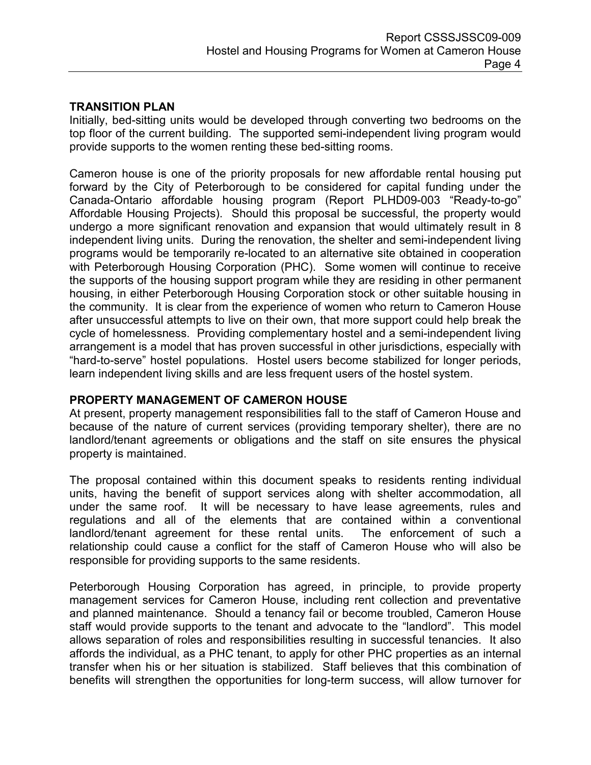## TRANSITION PLAN

Initially, bed-sitting units would be developed through converting two bedrooms on the top floor of the current building. The supported semi-independent living program would provide supports to the women renting these bed-sitting rooms.

Cameron house is one of the priority proposals for new affordable rental housing put forward by the City of Peterborough to be considered for capital funding under the Canada-Ontario affordable housing program (Report PLHD09-003 "Ready-to-go" Affordable Housing Projects). Should this proposal be successful, the property would undergo a more significant renovation and expansion that would ultimately result in 8 independent living units. During the renovation, the shelter and semi-independent living programs would be temporarily re-located to an alternative site obtained in cooperation with Peterborough Housing Corporation (PHC). Some women will continue to receive the supports of the housing support program while they are residing in other permanent housing, in either Peterborough Housing Corporation stock or other suitable housing in the community. It is clear from the experience of women who return to Cameron House after unsuccessful attempts to live on their own, that more support could help break the cycle of homelessness. Providing complementary hostel and a semi-independent living arrangement is a model that has proven successful in other jurisdictions, especially with "hard-to-serve" hostel populations. Hostel users become stabilized for longer periods, learn independent living skills and are less frequent users of the hostel system.

## PROPERTY MANAGEMENT OF CAMERON HOUSE

At present, property management responsibilities fall to the staff of Cameron House and because of the nature of current services (providing temporary shelter), there are no landlord/tenant agreements or obligations and the staff on site ensures the physical property is maintained.

The proposal contained within this document speaks to residents renting individual units, having the benefit of support services along with shelter accommodation, all under the same roof. It will be necessary to have lease agreements, rules and regulations and all of the elements that are contained within a conventional landlord/tenant agreement for these rental units. The enforcement of such a relationship could cause a conflict for the staff of Cameron House who will also be responsible for providing supports to the same residents.

Peterborough Housing Corporation has agreed, in principle, to provide property management services for Cameron House, including rent collection and preventative and planned maintenance. Should a tenancy fail or become troubled, Cameron House staff would provide supports to the tenant and advocate to the "landlord". This model allows separation of roles and responsibilities resulting in successful tenancies. It also affords the individual, as a PHC tenant, to apply for other PHC properties as an internal transfer when his or her situation is stabilized. Staff believes that this combination of benefits will strengthen the opportunities for long-term success, will allow turnover for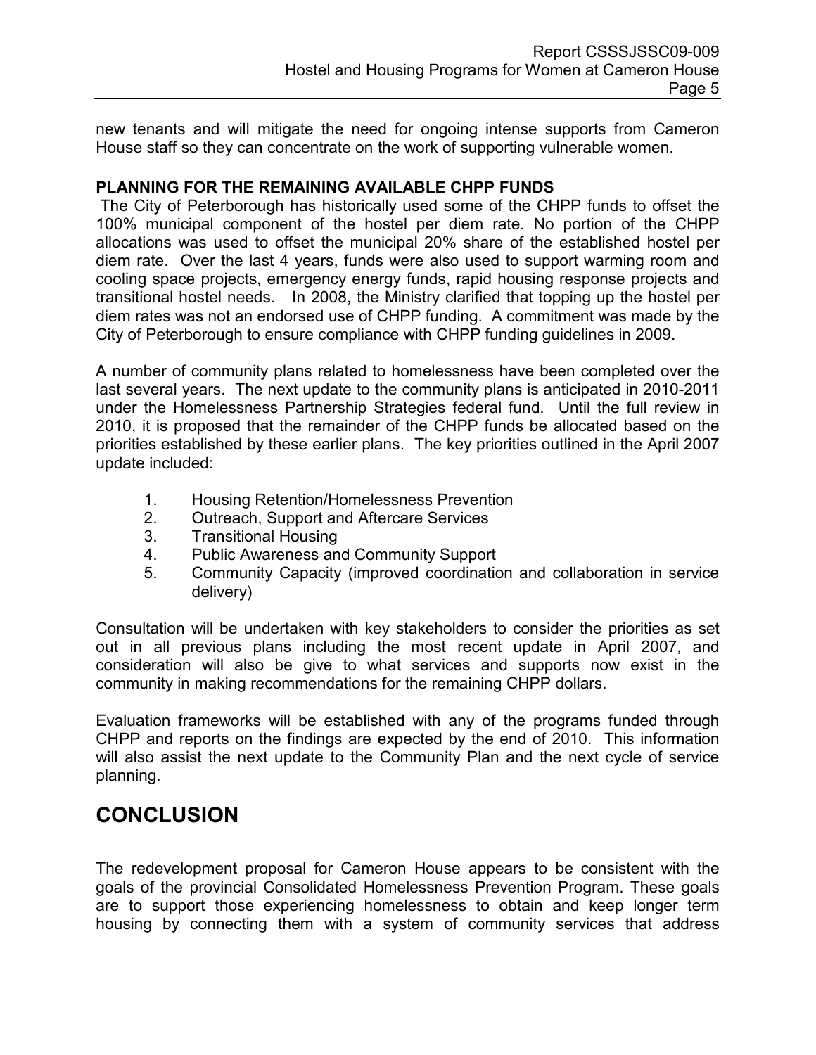new tenants and will mitigate the need for ongoing intense supports from Cameron House staff so they can concentrate on the work of supporting vulnerable women.

**PLANNING FOR THE REMAINING AVAILABLE CHPP FUNDS**

The City of Peterborough has historically used some of the CHPP funds to offset the 100% municipal component of the hostel per diem rate. No portion of the CHPP allocations was used to offset the municipal 20% share of the established hostel per diem rate. Over the last 4 years, funds were also used to support warming room and cooling space projects, emergency energy funds, rapid housing response projects and transitional hostel needs. In 2008, the Ministry clarified that topping up the hostel per diem rates was not an endorsed use of CHPP funding. A commitment was made by the City of Peterborough to ensure compliance with CHPP funding guidelines in 2009.

A number of community plans related to homelessness have been completed over the last several years. The next update to the community plans is anticipated in 2010-2011 under the Homelessness Partnership Strategies federal fund. Until the full review in 2010, it is proposed that the remainder of the CHPP funds be allocated based on the priorities established by these earlier plans. The key priorities outlined in the April 2007 update included:

1. Housing Retention/Homelessness Prevention
2. Outreach, Support and Aftercare Services
3. Transitional Housing
4. Public Awareness and Community Support
5. Community Capacity (improved coordination and collaboration in service delivery)

Consultation will be undertaken with key stakeholders to consider the priorities as set out in all previous plans including the most recent update in April 2007, and consideration will also be give to what services and supports now exist in the community in making recommendations for the remaining CHPP dollars.

Evaluation frameworks will be established with any of the programs funded through CHPP and reports on the findings are expected by the end of 2010. This information will also assist the next update to the Community Plan and the next cycle of service planning.

# CONCLUSION

The redevelopment proposal for Cameron House appears to be consistent with the goals of the provincial Consolidated Homelessness Prevention Program. These goals are to support those experiencing homelessness to obtain and keep longer term housing by connecting them with a system of community services that address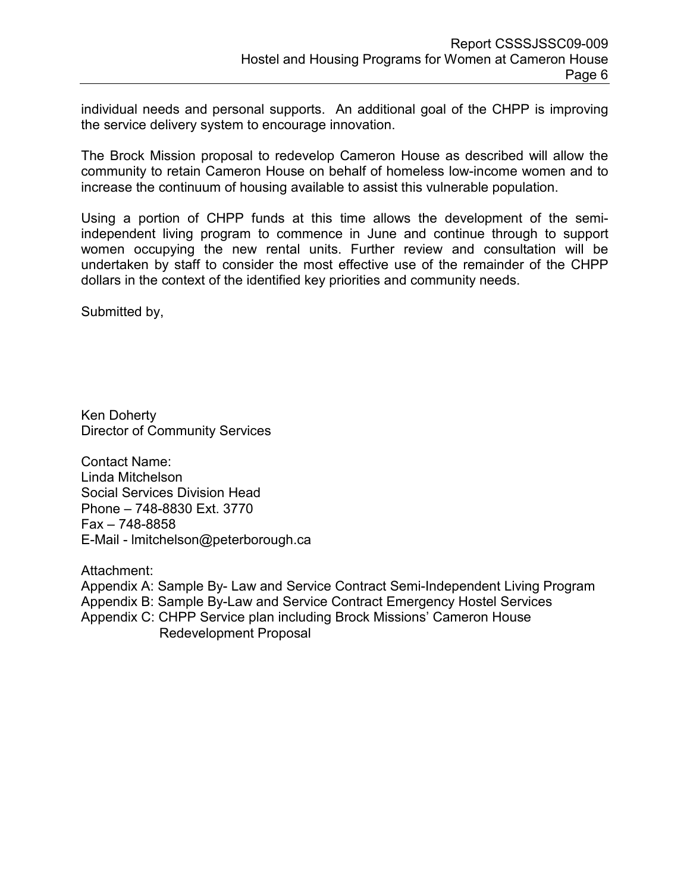individual needs and personal supports. An additional goal of the CHPP is improving the service delivery system to encourage innovation.

The Brock Mission proposal to redevelop Cameron House as described will allow the community to retain Cameron House on behalf of homeless low-income women and to increase the continuum of housing available to assist this vulnerable population.

Using a portion of CHPP funds at this time allows the development of the semi-independent living program to commence in June and continue through to support women occupying the new rental units. Further review and consultation will be undertaken by staff to consider the most effective use of the remainder of the CHPP dollars in the context of the identified key priorities and community needs.

Submitted by,

Ken Doherty
Director of Community Services

Contact Name:
Linda Mitchelson
Social Services Division Head
Phone – 748-8830 Ext. 3770
Fax – 748-8858
E-Mail - lmitchelson@peterborough.ca

Attachment:
Appendix A: Sample By- Law and Service Contract Semi-Independent Living Program
Appendix B: Sample By-Law and Service Contract Emergency Hostel Services
Appendix C: CHPP Service plan including Brock Missions' Cameron House Redevelopment Proposal